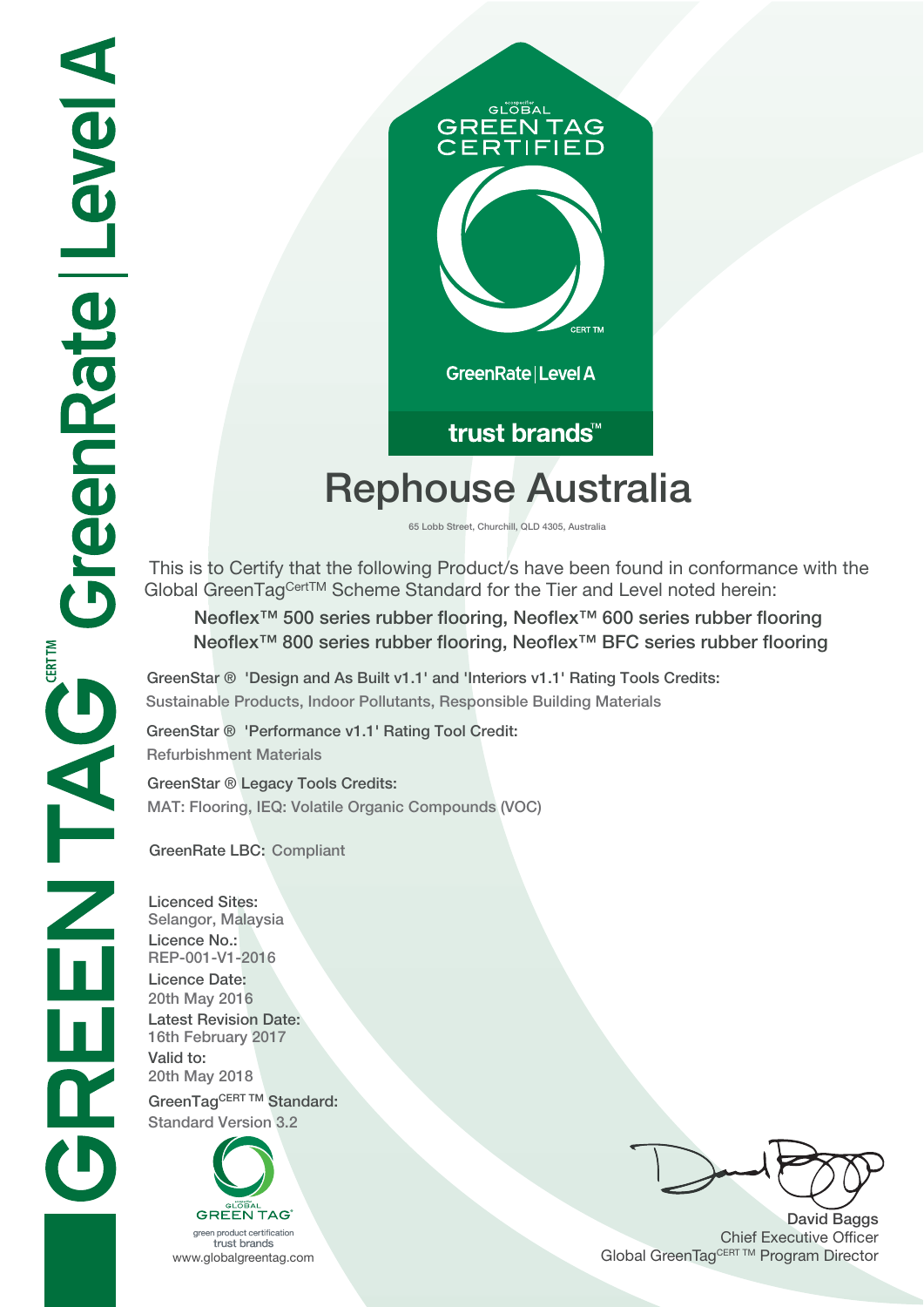GREENTAG CERT TM GreenRate | Level A

GLOBAL GREEN TAG CERTIFIED

CERT TM

GreenRate | Level A

trust brands™

# Rephouse Australia

65 Lobb Street, Churchill, QLD 4305, Australia

This is to Certify that the following Product/s have been found in conformance with the Global GreenTag CertTM Scheme Standard for the Tier and Level noted herein:

**Neoflex™ 500 series rubber flooring, Neoflex™ 600 series rubber flooring**
**Neoflex™ 800 series rubber flooring, Neoflex™ BFC series rubber flooring**

**GreenStar ® 'Design and As Built v1.1' and 'Interiors v1.1' Rating Tools Credits:**
Sustainable Products, Indoor Pollutants, Responsible Building Materials

**GreenStar ® 'Performance v1.1' Rating Tool Credit:**
Refurbishment Materials

**GreenStar ® Legacy Tools Credits:**
MAT: Flooring, IEQ: Volatile Organic Compounds (VOC)

**GreenRate LBC:** Compliant

**Licenced Sites:**
Selangor, Malaysia

**Licence No.:**
REP-001-V1-2016

**Licence Date:**
20th May 2016

**Latest Revision Date:**
16th February 2017

**Valid to:**
20th May 2018

**GreenTag CERT TM Standard:**
Standard Version 3.2

GLOBAL GREEN TAG
green product certification
trust brands
www.globalgreentag.com

**David Baggs**
Chief Executive Officer
Global GreenTag CERT TM Program Director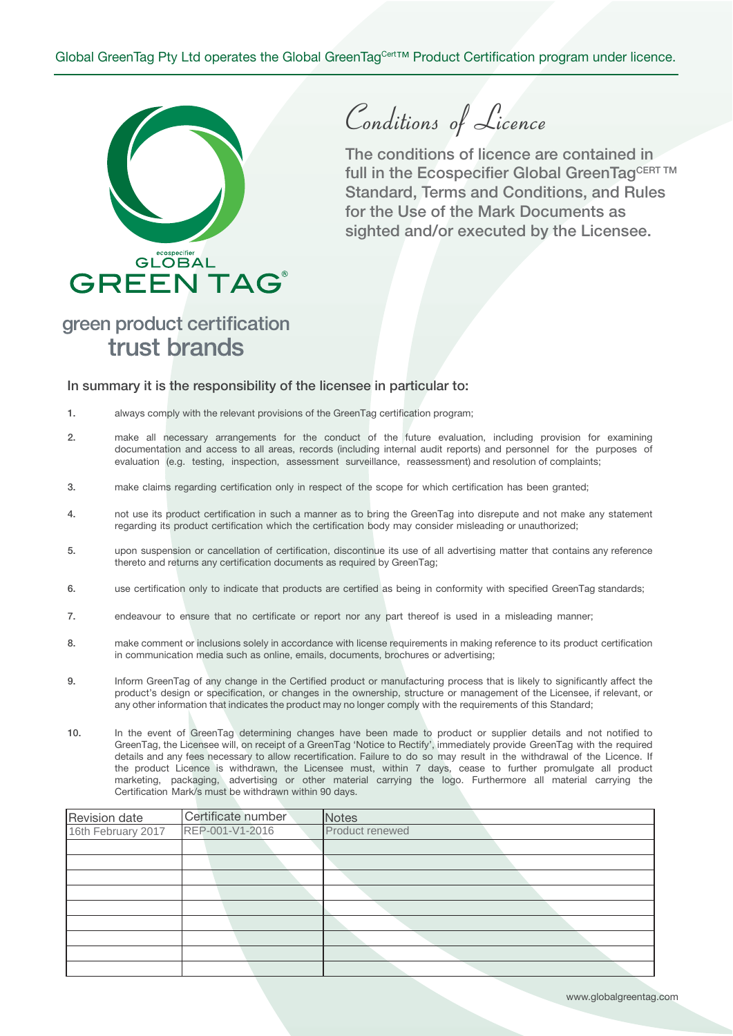Global GreenTag Pty Ltd operates the Global GreenTag[Cert]™ Product Certification program under licence.

ecospecifier

GLOBAL

GREEN TAG®

green product certification

trust brands

# Conditions of Licence

**The conditions of licence are contained in full in the Ecospecifier Global GreenTag[CERT TM] Standard, Terms and Conditions, and Rules for the Use of the Mark Documents as sighted and/or executed by the Licensee.**

## In summary it is the responsibility of the licensee in particular to:

1. always comply with the relevant provisions of the GreenTag certification program;
2. make all necessary arrangements for the conduct of the future evaluation, including provision for examining documentation and access to all areas, records (including internal audit reports) and personnel for the purposes of evaluation (e.g. testing, inspection, assessment surveillance, reassessment) and resolution of complaints;
3. make claims regarding certification only in respect of the scope for which certification has been granted;
4. not use its product certification in such a manner as to bring the GreenTag into disrepute and not make any statement regarding its product certification which the certification body may consider misleading or unauthorized;
5. upon suspension or cancellation of certification, discontinue its use of all advertising matter that contains any reference thereto and returns any certification documents as required by GreenTag;
6. use certification only to indicate that products are certified as being in conformity with specified GreenTag standards;
7. endeavour to ensure that no certificate or report nor any part thereof is used in a misleading manner;
8. make comment or inclusions solely in accordance with license requirements in making reference to its product certification in communication media such as online, emails, documents, brochures or advertising;
9. Inform GreenTag of any change in the Certified product or manufacturing process that is likely to significantly affect the product's design or specification, or changes in the ownership, structure or management of the Licensee, if relevant, or any other information that indicates the product may no longer comply with the requirements of this Standard;
10. In the event of GreenTag determining changes have been made to product or supplier details and not notified to GreenTag, the Licensee will, on receipt of a GreenTag 'Notice to Rectify', immediately provide GreenTag with the required details and any fees necessary to allow recertification. Failure to do so may result in the withdrawal of the Licence. If the product Licence is withdrawn, the Licensee must, within 7 days, cease to further promulgate all product marketing, packaging, advertising or other material carrying the logo. Furthermore all material carrying the Certification Mark/s must be withdrawn within 90 days.

| Revision date | Certificate number | Notes |
|---|---|---|
| 16th February 2017 | REP-001-V1-2016 | Product renewed |
| | | |
| | | |
| | | |
| | | |
| | | |
| | | |
| | | |
| | | |
| | | |

www.globalgreentag.com